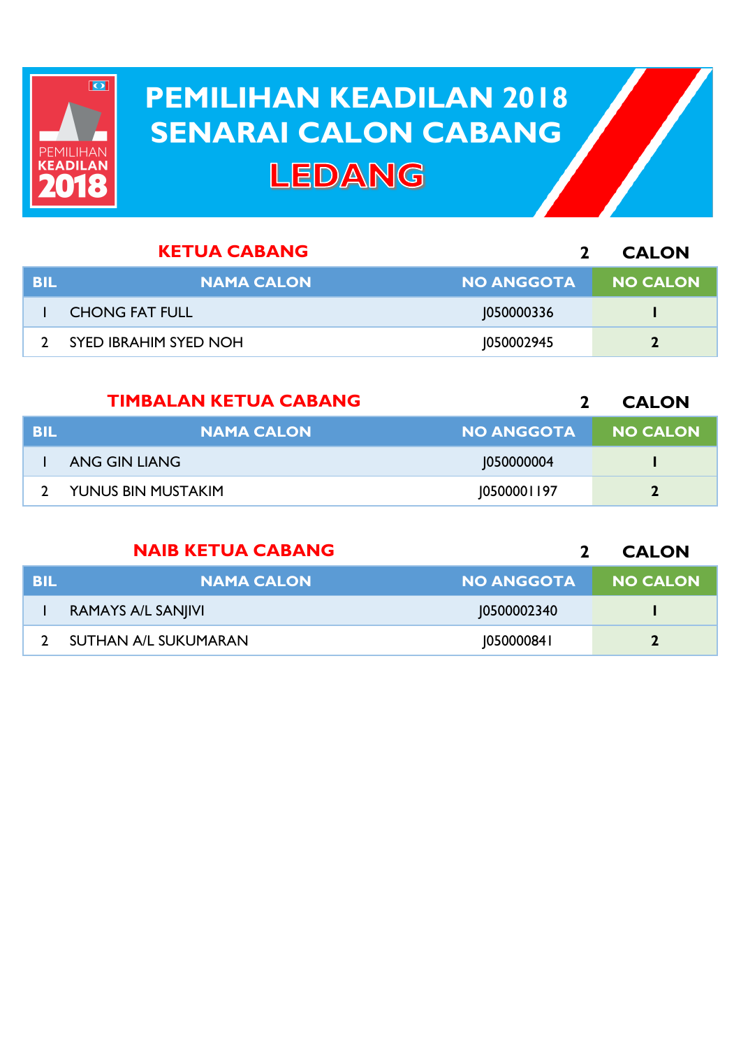# PEMILIHAN KEADILAN 2018
# SENARAI CALON CABANG
# LEDANG

## KETUA CABANG

2 CALON

| BIL | NAMA CALON | NO ANGGOTA | NO CALON |
|---|---|---|---|
| 1 | CHONG FAT FULL | J050000336 | 1 |
| 2 | SYED IBRAHIM SYED NOH | J050002945 | 2 |

## TIMBALAN KETUA CABANG

2 CALON

| BIL | NAMA CALON | NO ANGGOTA | NO CALON |
|---|---|---|---|
| 1 | ANG GIN LIANG | J050000004 | 1 |
| 2 | YUNUS BIN MUSTAKIM | J0500001197 | 2 |

## NAIB KETUA CABANG

2 CALON

| BIL | NAMA CALON | NO ANGGOTA | NO CALON |
|---|---|---|---|
| 1 | RAMAYS A/L SANJIVI | J0500002340 | 1 |
| 2 | SUTHAN A/L SUKUMARAN | J050000841 | 2 |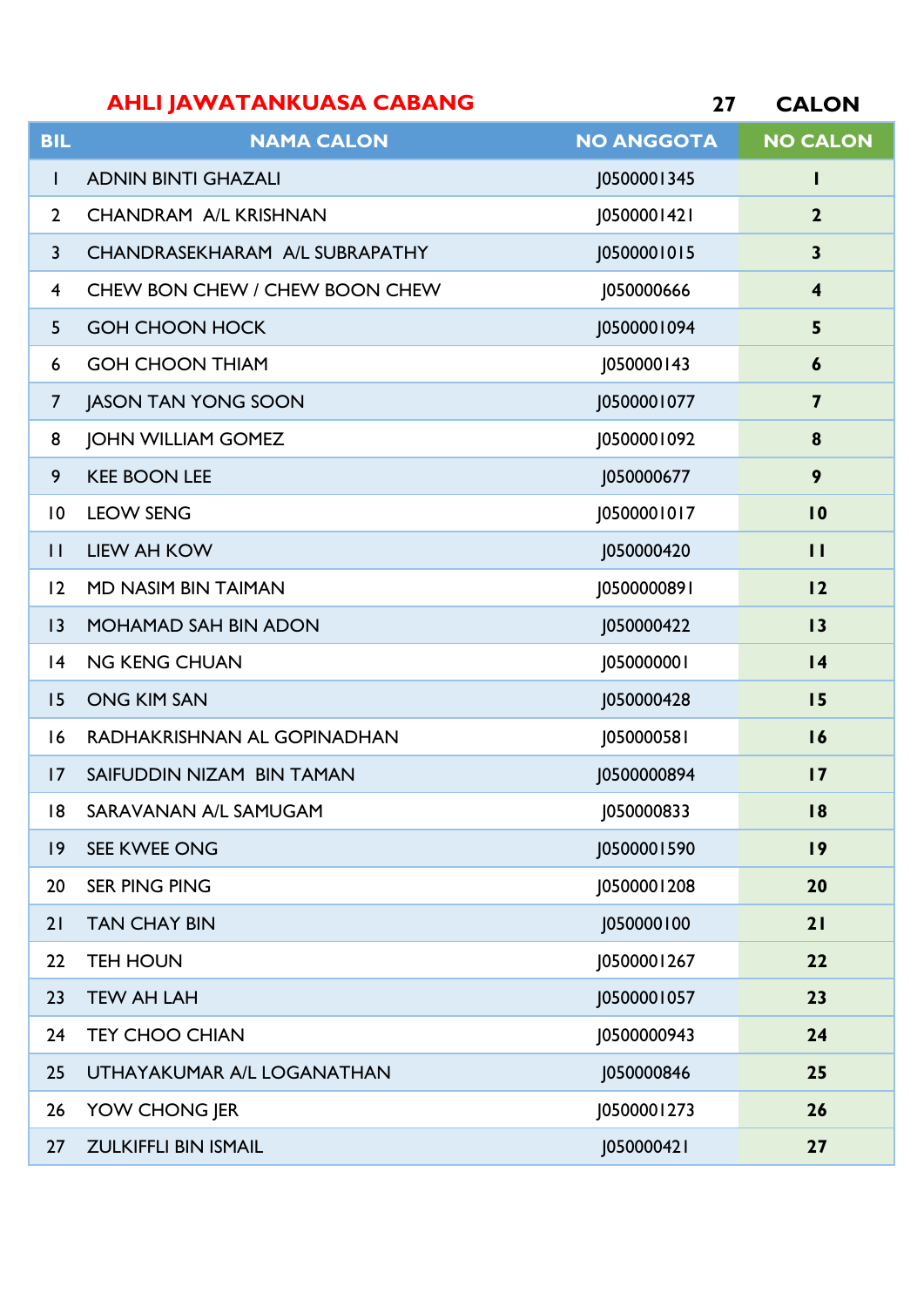## AHLI JAWATANKUASA CABANG

**27 CALON**

| BIL | NAMA CALON | NO ANGGOTA | NO CALON |
|---|---|---|---|
| 1 | ADNIN BINTI GHAZALI | J0500001345 | **1** |
| 2 | CHANDRAM A/L KRISHNAN | J0500001421 | **2** |
| 3 | CHANDRASEKHARAM A/L SUBRAPATHY | J0500001015 | **3** |
| 4 | CHEW BON CHEW / CHEW BOON CHEW | J050000666 | **4** |
| 5 | GOH CHOON HOCK | J0500001094 | **5** |
| 6 | GOH CHOON THIAM | J050000143 | **6** |
| 7 | JASON TAN YONG SOON | J0500001077 | **7** |
| 8 | JOHN WILLIAM GOMEZ | J0500001092 | **8** |
| 9 | KEE BOON LEE | J050000677 | **9** |
| 10 | LEOW SENG | J0500001017 | **10** |
| 11 | LIEW AH KOW | J050000420 | **11** |
| 12 | MD NASIM BIN TAIMAN | J0500000891 | **12** |
| 13 | MOHAMAD SAH BIN ADON | J050000422 | **13** |
| 14 | NG KENG CHUAN | J050000001 | **14** |
| 15 | ONG KIM SAN | J050000428 | **15** |
| 16 | RADHAKRISHNAN AL GOPINADHAN | J050000581 | **16** |
| 17 | SAIFUDDIN NIZAM BIN TAMAN | J0500000894 | **17** |
| 18 | SARAVANAN A/L SAMUGAM | J050000833 | **18** |
| 19 | SEE KWEE ONG | J0500001590 | **19** |
| 20 | SER PING PING | J0500001208 | **20** |
| 21 | TAN CHAY BIN | J050000100 | **21** |
| 22 | TEH HOUN | J0500001267 | **22** |
| 23 | TEW AH LAH | J0500001057 | **23** |
| 24 | TEY CHOO CHIAN | J0500000943 | **24** |
| 25 | UTHAYAKUMAR A/L LOGANATHAN | J050000846 | **25** |
| 26 | YOW CHONG JER | J0500001273 | **26** |
| 27 | ZULKIFFLI BIN ISMAIL | J050000421 | **27** |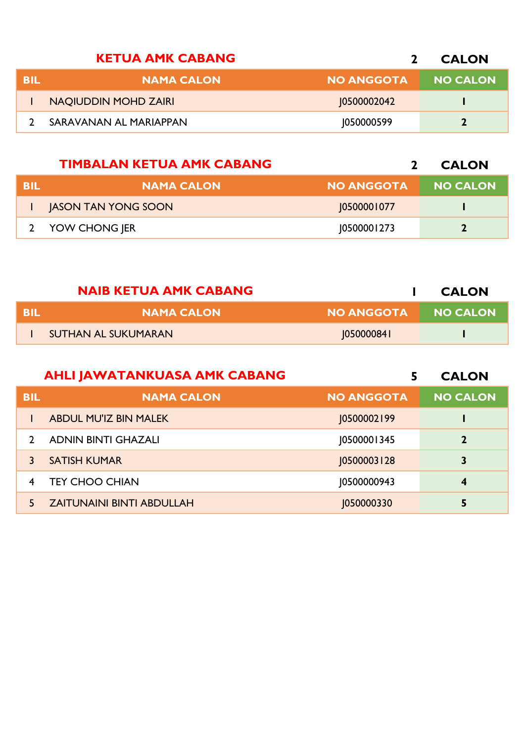## KETUA AMK CABANG

**2 CALON**

| BIL | NAMA CALON | NO ANGGOTA | NO CALON |
|---|---|---|---|
| 1 | NAQIUDDIN MOHD ZAIRI | J0500002042 | 1 |
| 2 | SARAVANAN AL MARIAPPAN | J050000599 | 2 |

## TIMBALAN KETUA AMK CABANG

**2 CALON**

| BIL | NAMA CALON | NO ANGGOTA | NO CALON |
|---|---|---|---|
| 1 | JASON TAN YONG SOON | J0500001077 | 1 |
| 2 | YOW CHONG JER | J0500001273 | 2 |

## NAIB KETUA AMK CABANG

**1 CALON**

| BIL | NAMA CALON | NO ANGGOTA | NO CALON |
|---|---|---|---|
| 1 | SUTHAN AL SUKUMARAN | J050000841 | 1 |

## AHLI JAWATANKUASA AMK CABANG

**5 CALON**

| BIL | NAMA CALON | NO ANGGOTA | NO CALON |
|---|---|---|---|
| 1 | ABDUL MU'IZ BIN MALEK | J0500002199 | 1 |
| 2 | ADNIN BINTI GHAZALI | J0500001345 | 2 |
| 3 | SATISH KUMAR | J0500003128 | 3 |
| 4 | TEY CHOO CHIAN | J0500000943 | 4 |
| 5 | ZAITUNAINI BINTI ABDULLAH | J050000330 | 5 |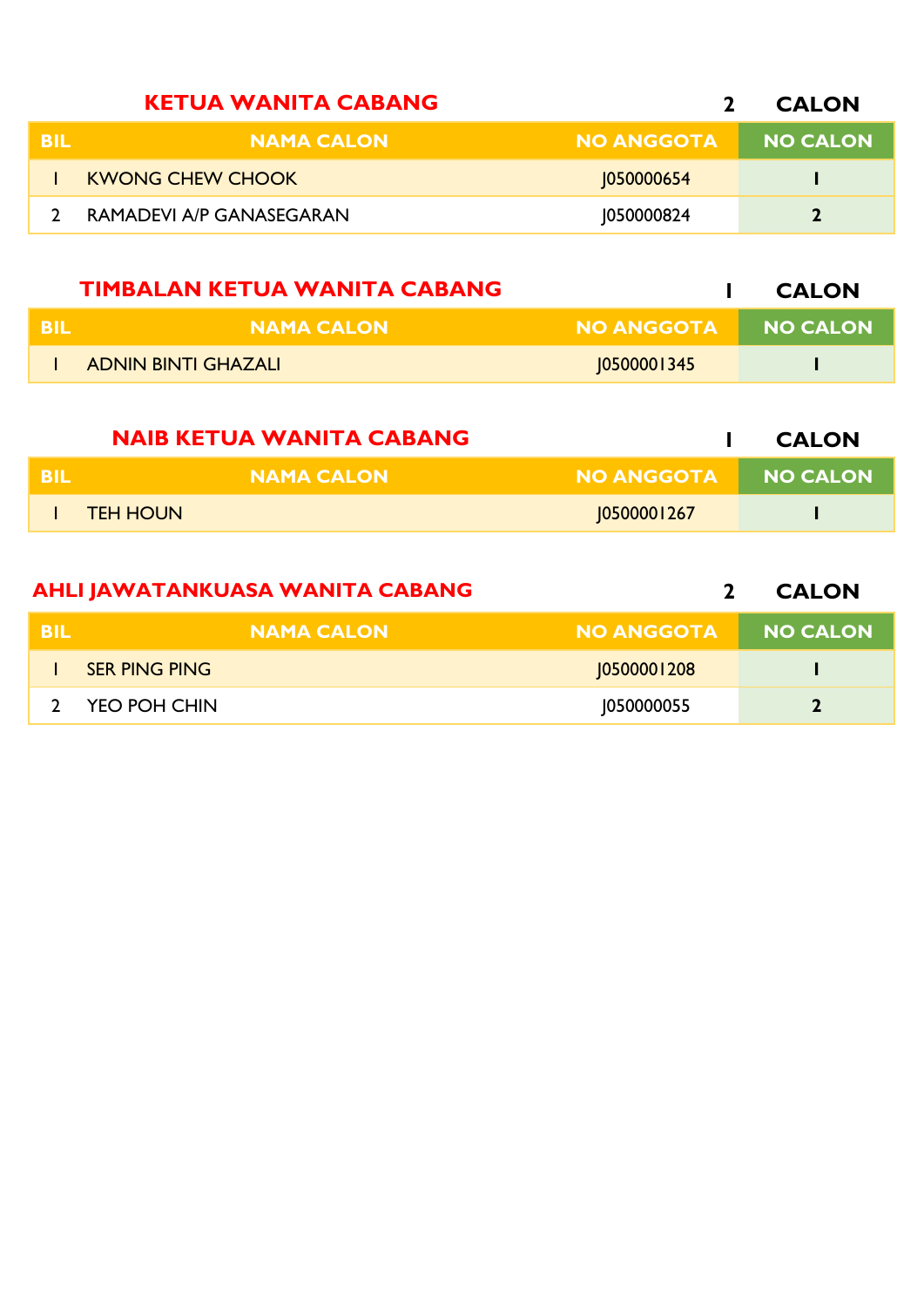## KETUA WANITA CABANG

**2 CALON**

| BIL | NAMA CALON | NO ANGGOTA | NO CALON |
|---|---|---|---|
| 1 | KWONG CHEW CHOOK | J050000654 | 1 |
| 2 | RAMADEVI A/P GANASEGARAN | J050000824 | 2 |

## TIMBALAN KETUA WANITA CABANG

**1 CALON**

| BIL | NAMA CALON | NO ANGGOTA | NO CALON |
|---|---|---|---|
| 1 | ADNIN BINTI GHAZALI | J0500001345 | 1 |

## NAIB KETUA WANITA CABANG

**1 CALON**

| BIL | NAMA CALON | NO ANGGOTA | NO CALON |
|---|---|---|---|
| 1 | TEH HOUN | J0500001267 | 1 |

## AHLI JAWATANKUASA WANITA CABANG

**2 CALON**

| BIL | NAMA CALON | NO ANGGOTA | NO CALON |
|---|---|---|---|
| 1 | SER PING PING | J0500001208 | 1 |
| 2 | YEO POH CHIN | J050000055 | 2 |